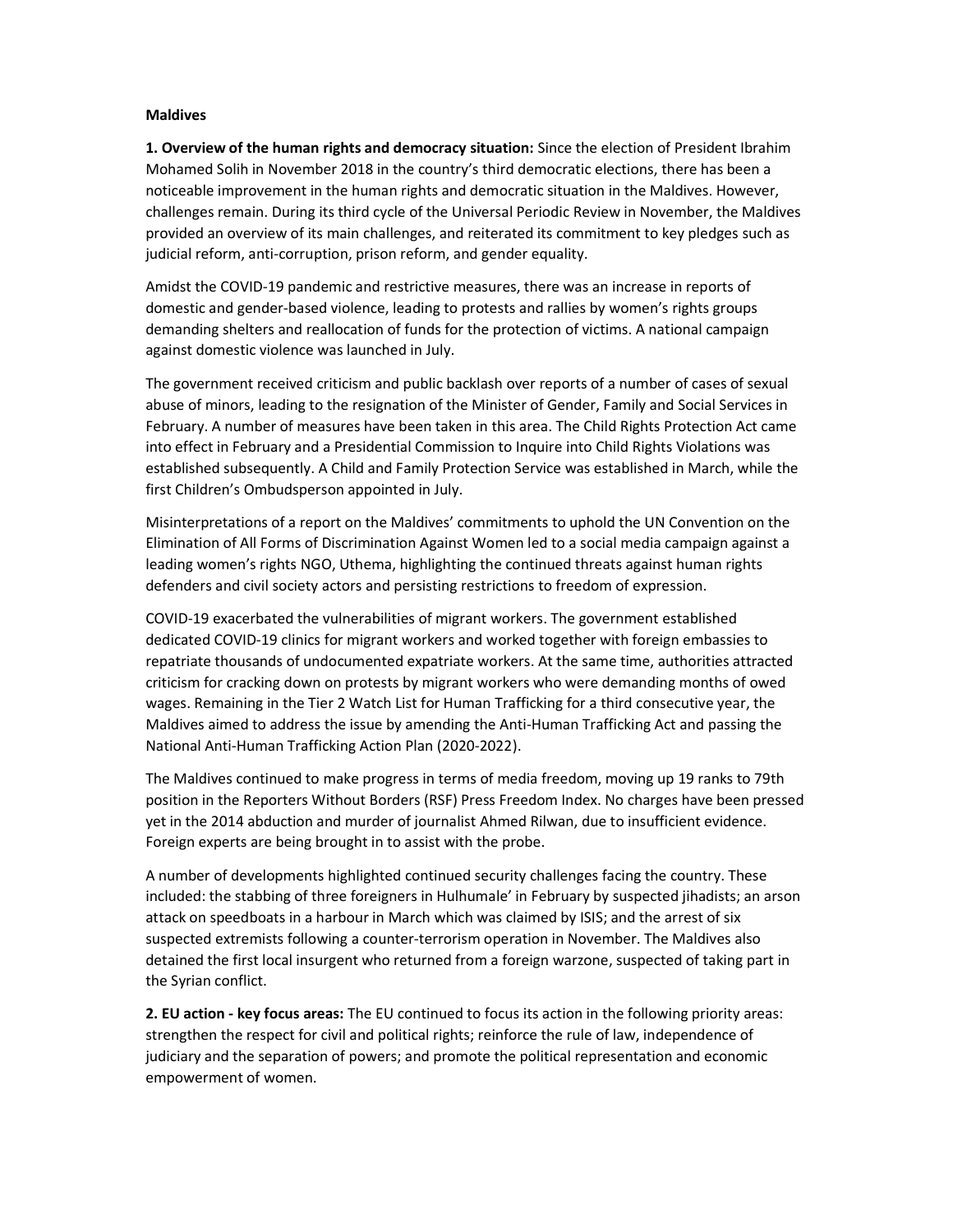**Maldives**

**1. Overview of the human rights and democracy situation:** Since the election of President Ibrahim Mohamed Solih in November 2018 in the country's third democratic elections, there has been a noticeable improvement in the human rights and democratic situation in the Maldives. However, challenges remain. During its third cycle of the Universal Periodic Review in November, the Maldives provided an overview of its main challenges, and reiterated its commitment to key pledges such as judicial reform, anti-corruption, prison reform, and gender equality.

Amidst the COVID-19 pandemic and restrictive measures, there was an increase in reports of domestic and gender-based violence, leading to protests and rallies by women's rights groups demanding shelters and reallocation of funds for the protection of victims. A national campaign against domestic violence was launched in July.

The government received criticism and public backlash over reports of a number of cases of sexual abuse of minors, leading to the resignation of the Minister of Gender, Family and Social Services in February. A number of measures have been taken in this area. The Child Rights Protection Act came into effect in February and a Presidential Commission to Inquire into Child Rights Violations was established subsequently. A Child and Family Protection Service was established in March, while the first Children's Ombudsperson appointed in July.

Misinterpretations of a report on the Maldives' commitments to uphold the UN Convention on the Elimination of All Forms of Discrimination Against Women led to a social media campaign against a leading women's rights NGO, Uthema, highlighting the continued threats against human rights defenders and civil society actors and persisting restrictions to freedom of expression.

COVID-19 exacerbated the vulnerabilities of migrant workers. The government established dedicated COVID-19 clinics for migrant workers and worked together with foreign embassies to repatriate thousands of undocumented expatriate workers. At the same time, authorities attracted criticism for cracking down on protests by migrant workers who were demanding months of owed wages. Remaining in the Tier 2 Watch List for Human Trafficking for a third consecutive year, the Maldives aimed to address the issue by amending the Anti-Human Trafficking Act and passing the National Anti-Human Trafficking Action Plan (2020-2022).

The Maldives continued to make progress in terms of media freedom, moving up 19 ranks to 79th position in the Reporters Without Borders (RSF) Press Freedom Index. No charges have been pressed yet in the 2014 abduction and murder of journalist Ahmed Rilwan, due to insufficient evidence. Foreign experts are being brought in to assist with the probe.

A number of developments highlighted continued security challenges facing the country. These included: the stabbing of three foreigners in Hulhumale' in February by suspected jihadists; an arson attack on speedboats in a harbour in March which was claimed by ISIS; and the arrest of six suspected extremists following a counter-terrorism operation in November. The Maldives also detained the first local insurgent who returned from a foreign warzone, suspected of taking part in the Syrian conflict.

**2. EU action - key focus areas:** The EU continued to focus its action in the following priority areas: strengthen the respect for civil and political rights; reinforce the rule of law, independence of judiciary and the separation of powers; and promote the political representation and economic empowerment of women.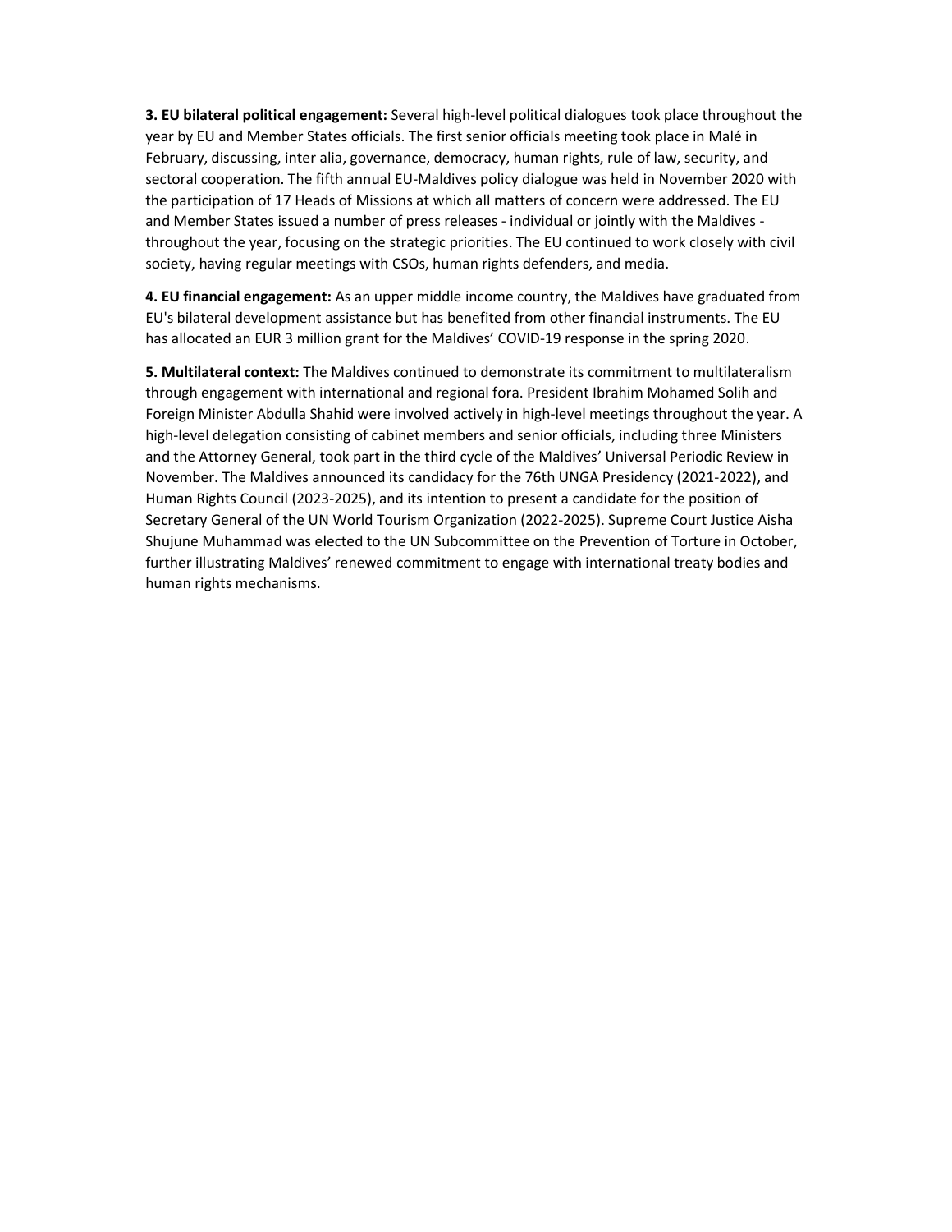**3. EU bilateral political engagement:** Several high-level political dialogues took place throughout the year by EU and Member States officials. The first senior officials meeting took place in Malé in February, discussing, inter alia, governance, democracy, human rights, rule of law, security, and sectoral cooperation. The fifth annual EU-Maldives policy dialogue was held in November 2020 with the participation of 17 Heads of Missions at which all matters of concern were addressed. The EU and Member States issued a number of press releases - individual or jointly with the Maldives - throughout the year, focusing on the strategic priorities. The EU continued to work closely with civil society, having regular meetings with CSOs, human rights defenders, and media.

**4. EU financial engagement:** As an upper middle income country, the Maldives have graduated from EU's bilateral development assistance but has benefited from other financial instruments. The EU has allocated an EUR 3 million grant for the Maldives' COVID-19 response in the spring 2020.

**5. Multilateral context:** The Maldives continued to demonstrate its commitment to multilateralism through engagement with international and regional fora. President Ibrahim Mohamed Solih and Foreign Minister Abdulla Shahid were involved actively in high-level meetings throughout the year. A high-level delegation consisting of cabinet members and senior officials, including three Ministers and the Attorney General, took part in the third cycle of the Maldives' Universal Periodic Review in November. The Maldives announced its candidacy for the 76th UNGA Presidency (2021-2022), and Human Rights Council (2023-2025), and its intention to present a candidate for the position of Secretary General of the UN World Tourism Organization (2022-2025). Supreme Court Justice Aisha Shujune Muhammad was elected to the UN Subcommittee on the Prevention of Torture in October, further illustrating Maldives' renewed commitment to engage with international treaty bodies and human rights mechanisms.